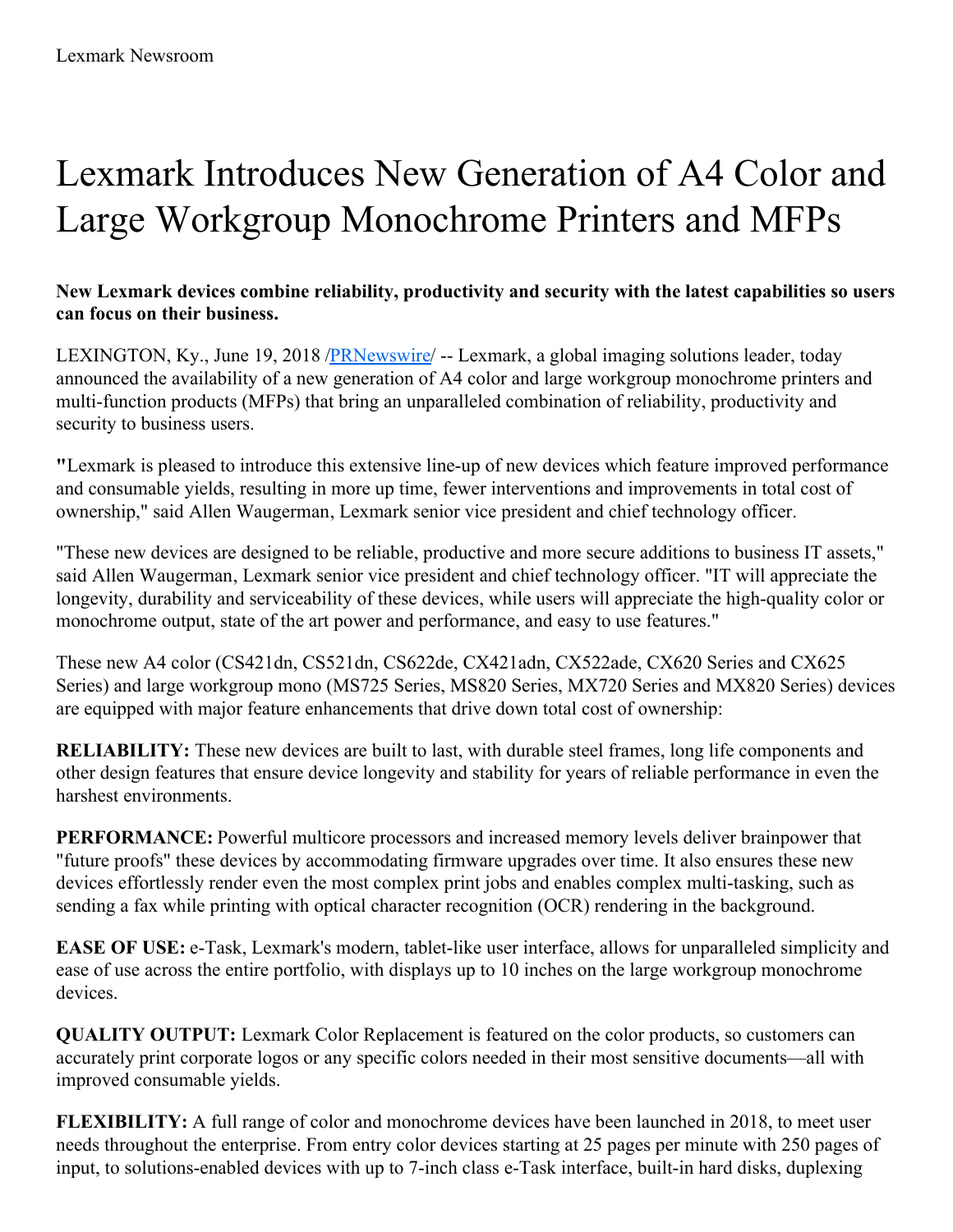Lexmark Newsroom

# Lexmark Introduces New Generation of A4 Color and Large Workgroup Monochrome Printers and MFPs

**New Lexmark devices combine reliability, productivity and security with the latest capabilities so users can focus on their business.**

LEXINGTON, Ky., June 19, 2018 /[PRNewswire](http://www.prnewswire.com/)/ -- Lexmark, a global imaging solutions leader, today announced the availability of a new generation of A4 color and large workgroup monochrome printers and multi-function products (MFPs) that bring an unparalleled combination of reliability, productivity and security to business users.

**"**Lexmark is pleased to introduce this extensive line-up of new devices which feature improved performance and consumable yields, resulting in more up time, fewer interventions and improvements in total cost of ownership," said Allen Waugerman, Lexmark senior vice president and chief technology officer.

"These new devices are designed to be reliable, productive and more secure additions to business IT assets," said Allen Waugerman, Lexmark senior vice president and chief technology officer. "IT will appreciate the longevity, durability and serviceability of these devices, while users will appreciate the high-quality color or monochrome output, state of the art power and performance, and easy to use features."

These new A4 color (CS421dn, CS521dn, CS622de, CX421adn, CX522ade, CX620 Series and CX625 Series) and large workgroup mono (MS725 Series, MS820 Series, MX720 Series and MX820 Series) devices are equipped with major feature enhancements that drive down total cost of ownership:

**RELIABILITY:** These new devices are built to last, with durable steel frames, long life components and other design features that ensure device longevity and stability for years of reliable performance in even the harshest environments.

**PERFORMANCE:** Powerful multicore processors and increased memory levels deliver brainpower that "future proofs" these devices by accommodating firmware upgrades over time. It also ensures these new devices effortlessly render even the most complex print jobs and enables complex multi-tasking, such as sending a fax while printing with optical character recognition (OCR) rendering in the background.

**EASE OF USE:** e-Task, Lexmark's modern, tablet-like user interface, allows for unparalleled simplicity and ease of use across the entire portfolio, with displays up to 10 inches on the large workgroup monochrome devices.

**QUALITY OUTPUT:** Lexmark Color Replacement is featured on the color products, so customers can accurately print corporate logos or any specific colors needed in their most sensitive documents—all with improved consumable yields.

**FLEXIBILITY:** A full range of color and monochrome devices have been launched in 2018, to meet user needs throughout the enterprise. From entry color devices starting at 25 pages per minute with 250 pages of input, to solutions-enabled devices with up to 7-inch class e-Task interface, built-in hard disks, duplexing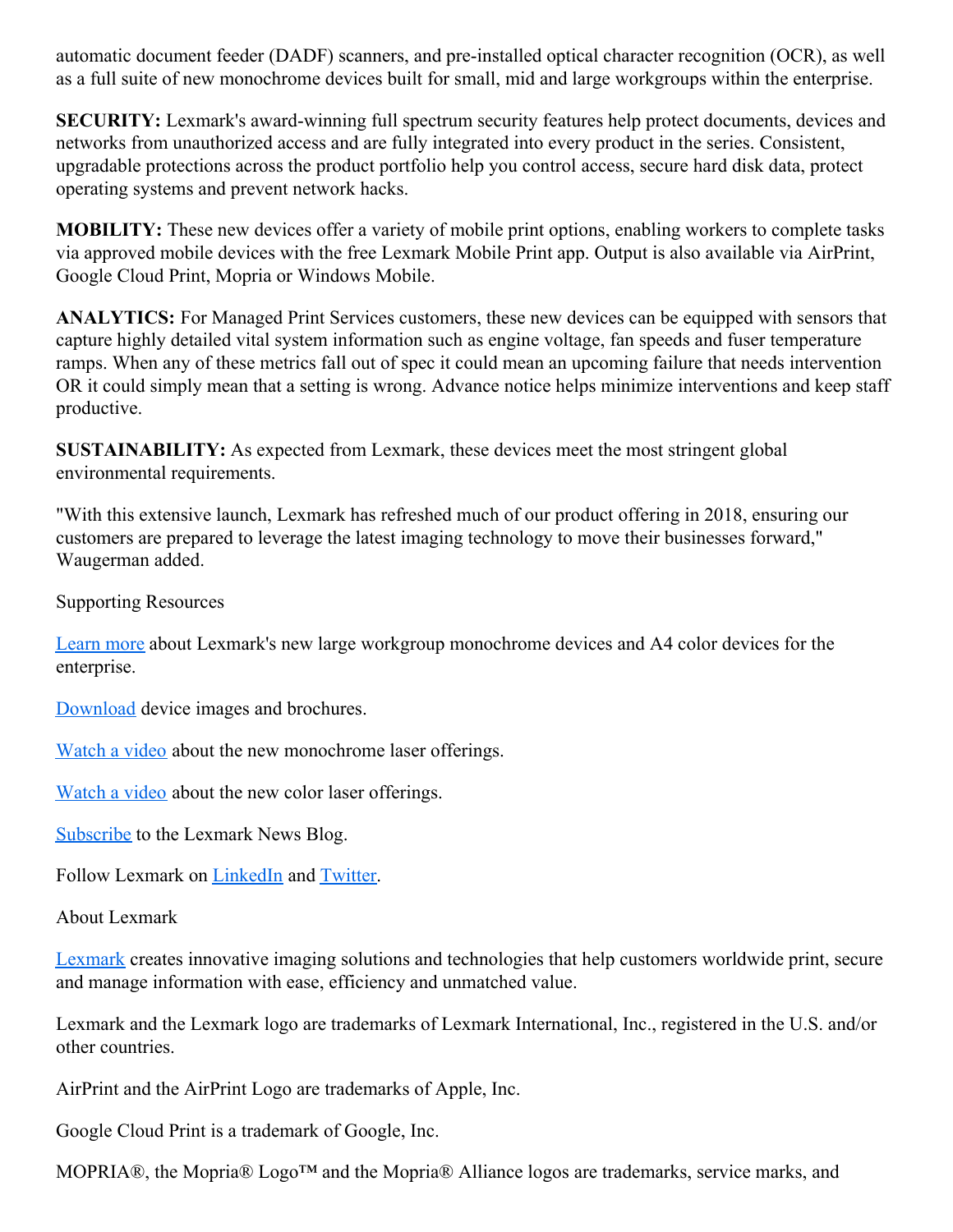automatic document feeder (DADF) scanners, and pre-installed optical character recognition (OCR), as well as a full suite of new monochrome devices built for small, mid and large workgroups within the enterprise.

**SECURITY:** Lexmark's award-winning full spectrum security features help protect documents, devices and networks from unauthorized access and are fully integrated into every product in the series. Consistent, upgradable protections across the product portfolio help you control access, secure hard disk data, protect operating systems and prevent network hacks.

**MOBILITY:** These new devices offer a variety of mobile print options, enabling workers to complete tasks via approved mobile devices with the free Lexmark Mobile Print app. Output is also available via AirPrint, Google Cloud Print, Mopria or Windows Mobile.

**ANALYTICS:** For Managed Print Services customers, these new devices can be equipped with sensors that capture highly detailed vital system information such as engine voltage, fan speeds and fuser temperature ramps. When any of these metrics fall out of spec it could mean an upcoming failure that needs intervention OR it could simply mean that a setting is wrong. Advance notice helps minimize interventions and keep staff productive.

**SUSTAINABILITY:** As expected from Lexmark, these devices meet the most stringent global environmental requirements.

"With this extensive launch, Lexmark has refreshed much of our product offering in 2018, ensuring our customers are prepared to leverage the latest imaging technology to move their businesses forward," Waugerman added.

Supporting Resources

Learn more about Lexmark's new large workgroup monochrome devices and A4 color devices for the enterprise.

Download device images and brochures.

Watch a video about the new monochrome laser offerings.

Watch a video about the new color laser offerings.

Subscribe to the Lexmark News Blog.

Follow Lexmark on LinkedIn and Twitter.

About Lexmark

Lexmark creates innovative imaging solutions and technologies that help customers worldwide print, secure and manage information with ease, efficiency and unmatched value.

Lexmark and the Lexmark logo are trademarks of Lexmark International, Inc., registered in the U.S. and/or other countries.

AirPrint and the AirPrint Logo are trademarks of Apple, Inc.

Google Cloud Print is a trademark of Google, Inc.

MOPRIA®, the Mopria® Logo™ and the Mopria® Alliance logos are trademarks, service marks, and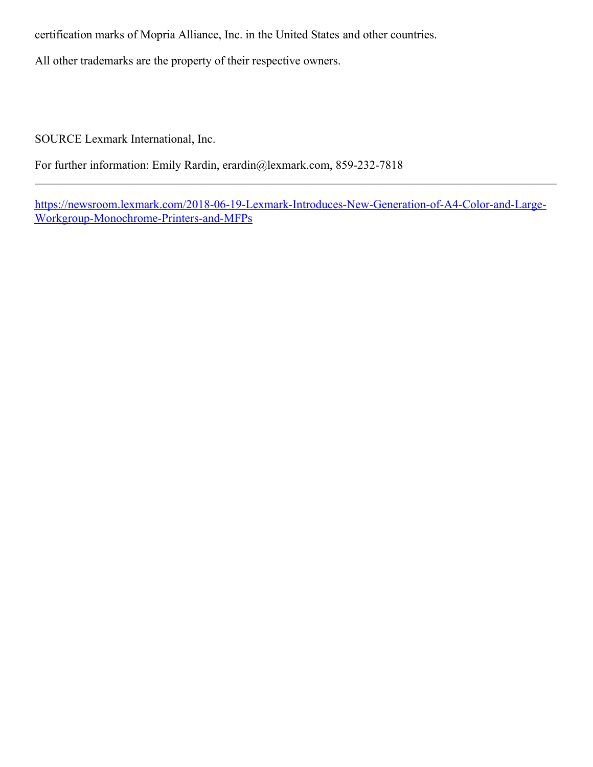certification marks of Mopria Alliance, Inc. in the United States and other countries.

All other trademarks are the property of their respective owners.

SOURCE Lexmark International, Inc.

For further information: Emily Rardin, erardin@lexmark.com, 859-232-7818

---

https://newsroom.lexmark.com/2018-06-19-Lexmark-Introduces-New-Generation-of-A4-Color-and-Large-Workgroup-Monochrome-Printers-and-MFPs